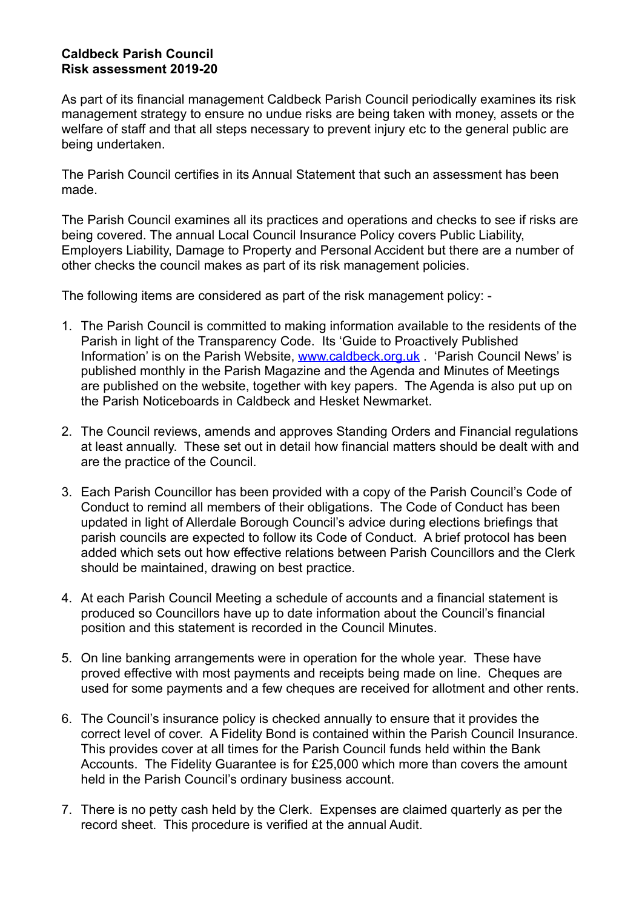**Caldbeck Parish Council**
**Risk assessment 2019-20**

As part of its financial management Caldbeck Parish Council periodically examines its risk management strategy to ensure no undue risks are being taken with money, assets or the welfare of staff and that all steps necessary to prevent injury etc to the general public are being undertaken.

The Parish Council certifies in its Annual Statement that such an assessment has been made.

The Parish Council examines all its practices and operations and checks to see if risks are being covered. The annual Local Council Insurance Policy covers Public Liability, Employers Liability, Damage to Property and Personal Accident but there are a number of other checks the council makes as part of its risk management policies.

The following items are considered as part of the risk management policy: -

1. The Parish Council is committed to making information available to the residents of the Parish in light of the Transparency Code. Its 'Guide to Proactively Published Information' is on the Parish Website, [www.caldbeck.org.uk](http://www.caldbeck.org.uk) . 'Parish Council News' is published monthly in the Parish Magazine and the Agenda and Minutes of Meetings are published on the website, together with key papers. The Agenda is also put up on the Parish Noticeboards in Caldbeck and Hesket Newmarket.

2. The Council reviews, amends and approves Standing Orders and Financial regulations at least annually. These set out in detail how financial matters should be dealt with and are the practice of the Council.

3. Each Parish Councillor has been provided with a copy of the Parish Council's Code of Conduct to remind all members of their obligations. The Code of Conduct has been updated in light of Allerdale Borough Council's advice during elections briefings that parish councils are expected to follow its Code of Conduct. A brief protocol has been added which sets out how effective relations between Parish Councillors and the Clerk should be maintained, drawing on best practice.

4. At each Parish Council Meeting a schedule of accounts and a financial statement is produced so Councillors have up to date information about the Council's financial position and this statement is recorded in the Council Minutes.

5. On line banking arrangements were in operation for the whole year. These have proved effective with most payments and receipts being made on line. Cheques are used for some payments and a few cheques are received for allotment and other rents.

6. The Council's insurance policy is checked annually to ensure that it provides the correct level of cover. A Fidelity Bond is contained within the Parish Council Insurance. This provides cover at all times for the Parish Council funds held within the Bank Accounts. The Fidelity Guarantee is for £25,000 which more than covers the amount held in the Parish Council's ordinary business account.

7. There is no petty cash held by the Clerk. Expenses are claimed quarterly as per the record sheet. This procedure is verified at the annual Audit.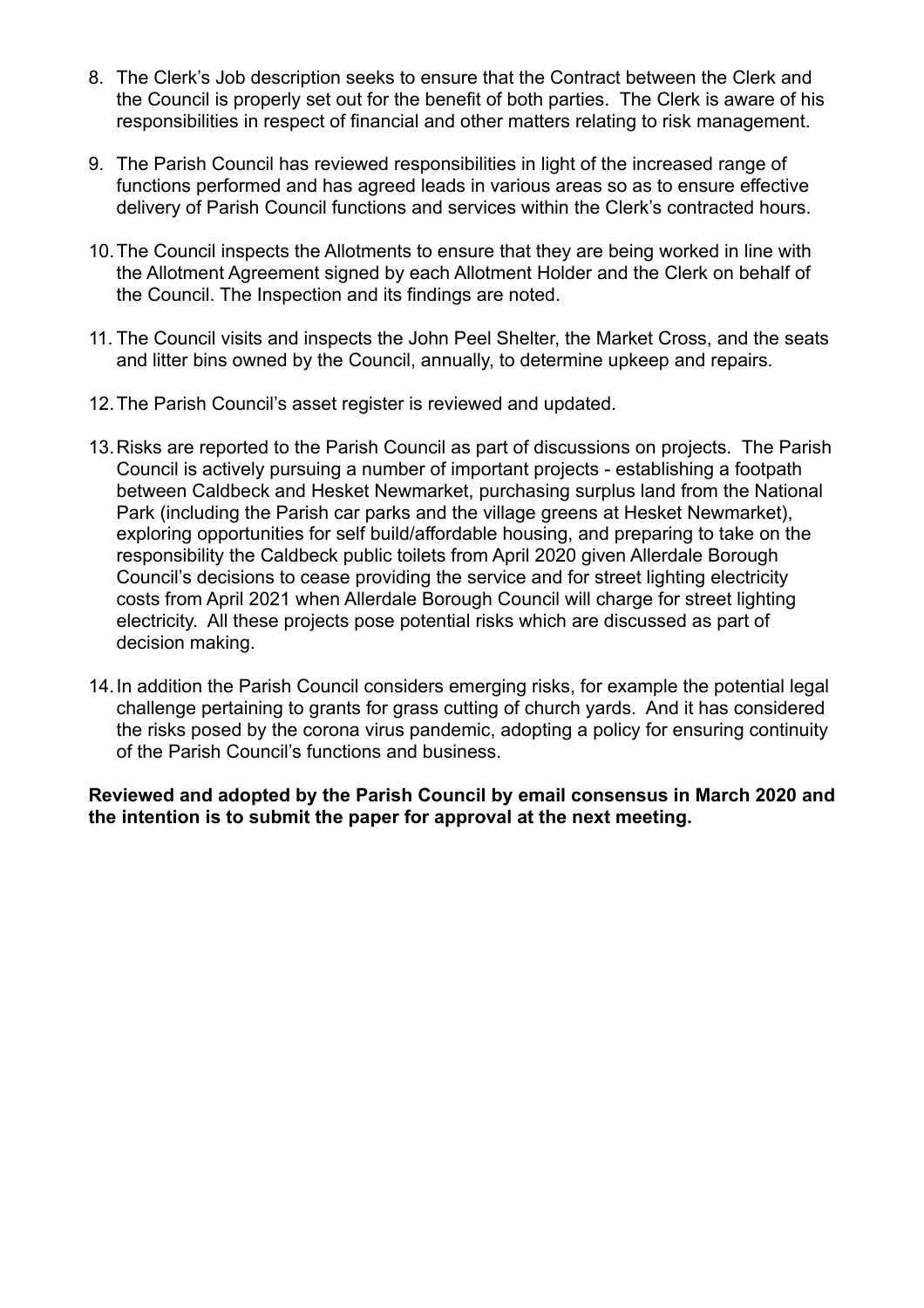8. The Clerk's Job description seeks to ensure that the Contract between the Clerk and the Council is properly set out for the benefit of both parties. The Clerk is aware of his responsibilities in respect of financial and other matters relating to risk management.

9. The Parish Council has reviewed responsibilities in light of the increased range of functions performed and has agreed leads in various areas so as to ensure effective delivery of Parish Council functions and services within the Clerk's contracted hours.

10. The Council inspects the Allotments to ensure that they are being worked in line with the Allotment Agreement signed by each Allotment Holder and the Clerk on behalf of the Council. The Inspection and its findings are noted.

11. The Council visits and inspects the John Peel Shelter, the Market Cross, and the seats and litter bins owned by the Council, annually, to determine upkeep and repairs.

12. The Parish Council's asset register is reviewed and updated.

13. Risks are reported to the Parish Council as part of discussions on projects. The Parish Council is actively pursuing a number of important projects - establishing a footpath between Caldbeck and Hesket Newmarket, purchasing surplus land from the National Park (including the Parish car parks and the village greens at Hesket Newmarket), exploring opportunities for self build/affordable housing, and preparing to take on the responsibility the Caldbeck public toilets from April 2020 given Allerdale Borough Council's decisions to cease providing the service and for street lighting electricity costs from April 2021 when Allerdale Borough Council will charge for street lighting electricity. All these projects pose potential risks which are discussed as part of decision making.

14. In addition the Parish Council considers emerging risks, for example the potential legal challenge pertaining to grants for grass cutting of church yards. And it has considered the risks posed by the corona virus pandemic, adopting a policy for ensuring continuity of the Parish Council's functions and business.

**Reviewed and adopted by the Parish Council by email consensus in March 2020 and the intention is to submit the paper for approval at the next meeting.**